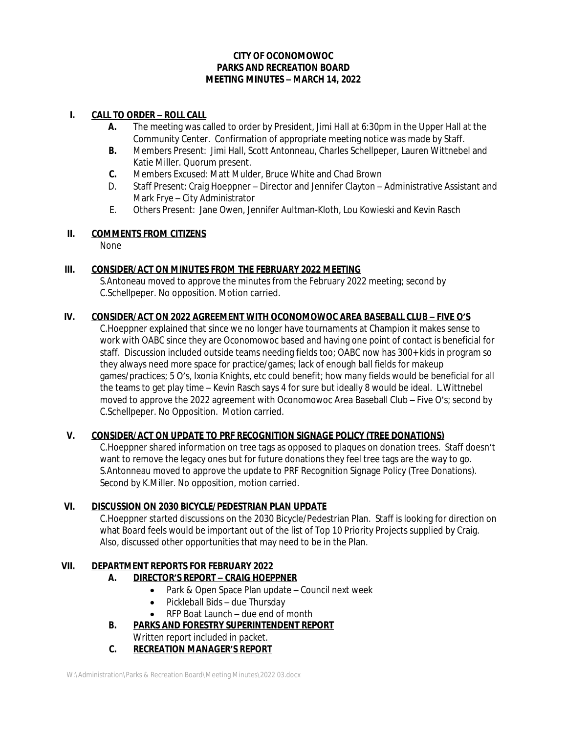**CITY OF OCONOMOWOC**
**PARKS AND RECREATION BOARD**
**MEETING MINUTES – MARCH 14, 2022**

**I. CALL TO ORDER – ROLL CALL**

- **A.** The meeting was called to order by President, Jimi Hall at 6:30pm in the Upper Hall at the Community Center. Confirmation of appropriate meeting notice was made by Staff.
- **B.** Members Present: Jimi Hall, Scott Antonneau, Charles Schellpeper, Lauren Wittnebel and Katie Miller. Quorum present.
- **C.** Members Excused: Matt Mulder, Bruce White and Chad Brown
- D. Staff Present: Craig Hoeppner – Director and Jennifer Clayton – Administrative Assistant and Mark Frye – City Administrator
- E. Others Present: Jane Owen, Jennifer Aultman-Kloth, Lou Kowieski and Kevin Rasch

**II. COMMENTS FROM CITIZENS**

None

**III. CONSIDER/ACT ON MINUTES FROM THE FEBRUARY 2022 MEETING**

S.Antoneau moved to approve the minutes from the February 2022 meeting; second by C.Schellpeper. No opposition. Motion carried.

**IV. CONSIDER/ACT ON 2022 AGREEMENT WITH OCONOMOWOC AREA BASEBALL CLUB – FIVE O'S**

C.Hoeppner explained that since we no longer have tournaments at Champion it makes sense to work with OABC since they are Oconomowoc based and having one point of contact is beneficial for staff. Discussion included outside teams needing fields too; OABC now has 300+ kids in program so they always need more space for practice/games; lack of enough ball fields for makeup games/practices; 5 O's, Ixonia Knights, etc could benefit; how many fields would be beneficial for all the teams to get play time – Kevin Rasch says 4 for sure but ideally 8 would be ideal. L.Wittnebel moved to approve the 2022 agreement with Oconomowoc Area Baseball Club – Five O's; second by C.Schellpeper. No Opposition. Motion carried.

**V. CONSIDER/ACT ON UPDATE TO PRF RECOGNITION SIGNAGE POLICY (TREE DONATIONS)**

C.Hoeppner shared information on tree tags as opposed to plaques on donation trees. Staff doesn't want to remove the legacy ones but for future donations they feel tree tags are the way to go. S.Antonneau moved to approve the update to PRF Recognition Signage Policy (Tree Donations). Second by K.Miller. No opposition, motion carried.

**VI. DISCUSSION ON 2030 BICYCLE/PEDESTRIAN PLAN UPDATE**

C.Hoeppner started discussions on the 2030 Bicycle/Pedestrian Plan. Staff is looking for direction on what Board feels would be important out of the list of Top 10 Priority Projects supplied by Craig. Also, discussed other opportunities that may need to be in the Plan.

**VII. DEPARTMENT REPORTS FOR FEBRUARY 2022**

- **A. DIRECTOR'S REPORT – CRAIG HOEPPNER**
  - Park & Open Space Plan update – Council next week
  - Pickleball Bids – due Thursday
  - RFP Boat Launch – due end of month
- **B. PARKS AND FORESTRY SUPERINTENDENT REPORT**

  Written report included in packet.
- **C. RECREATION MANAGER'S REPORT**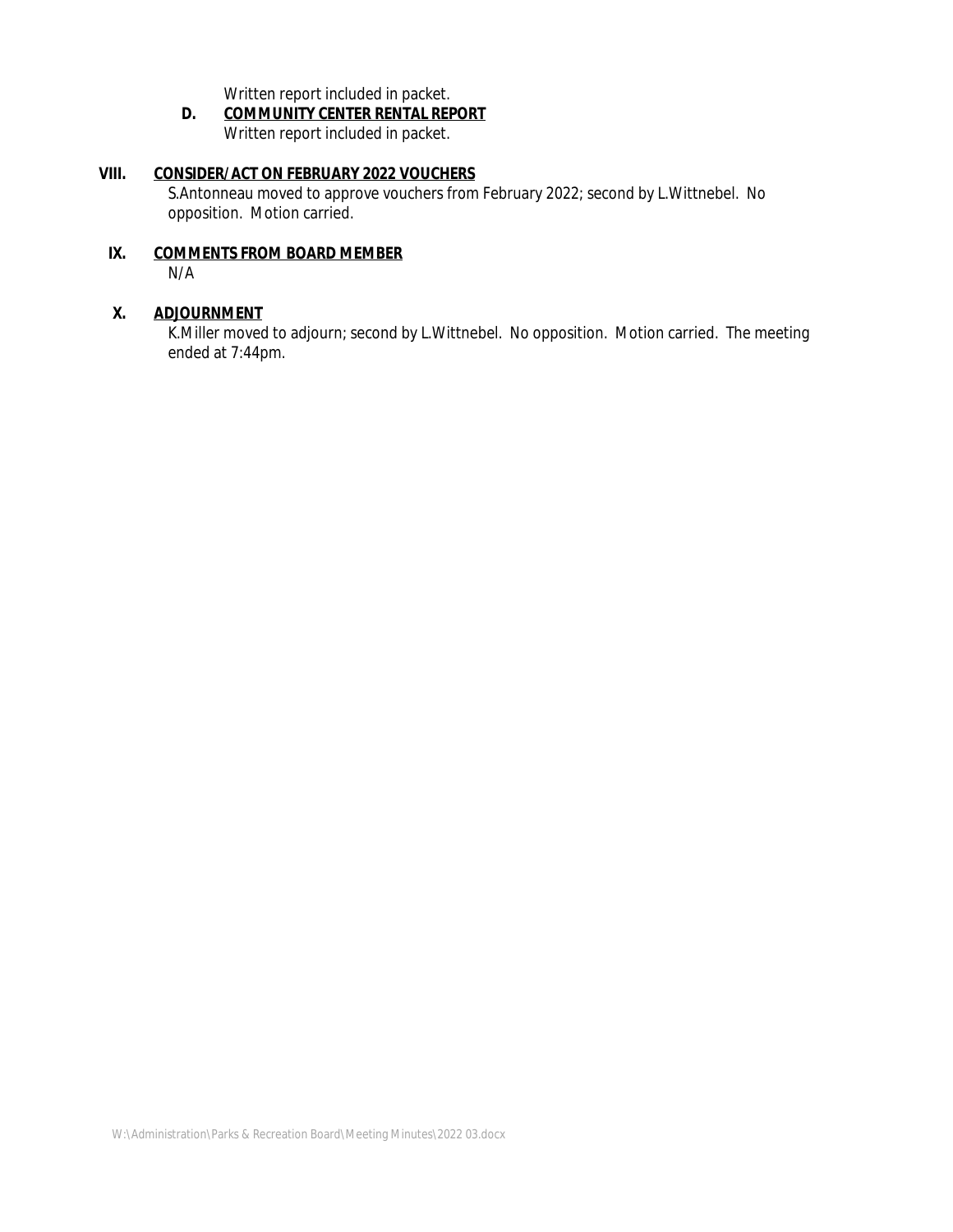Written report included in packet.

**D. COMMUNITY CENTER RENTAL REPORT**

Written report included in packet.

## VIII. CONSIDER/ACT ON FEBRUARY 2022 VOUCHERS

S.Antonneau moved to approve vouchers from February 2022; second by L.Wittnebel. No opposition. Motion carried.

## IX. COMMENTS FROM BOARD MEMBER

N/A

## X. ADJOURNMENT

K.Miller moved to adjourn; second by L.Wittnebel. No opposition. Motion carried. The meeting ended at 7:44pm.

W:\Administration\Parks & Recreation Board\Meeting Minutes\2022 03.docx